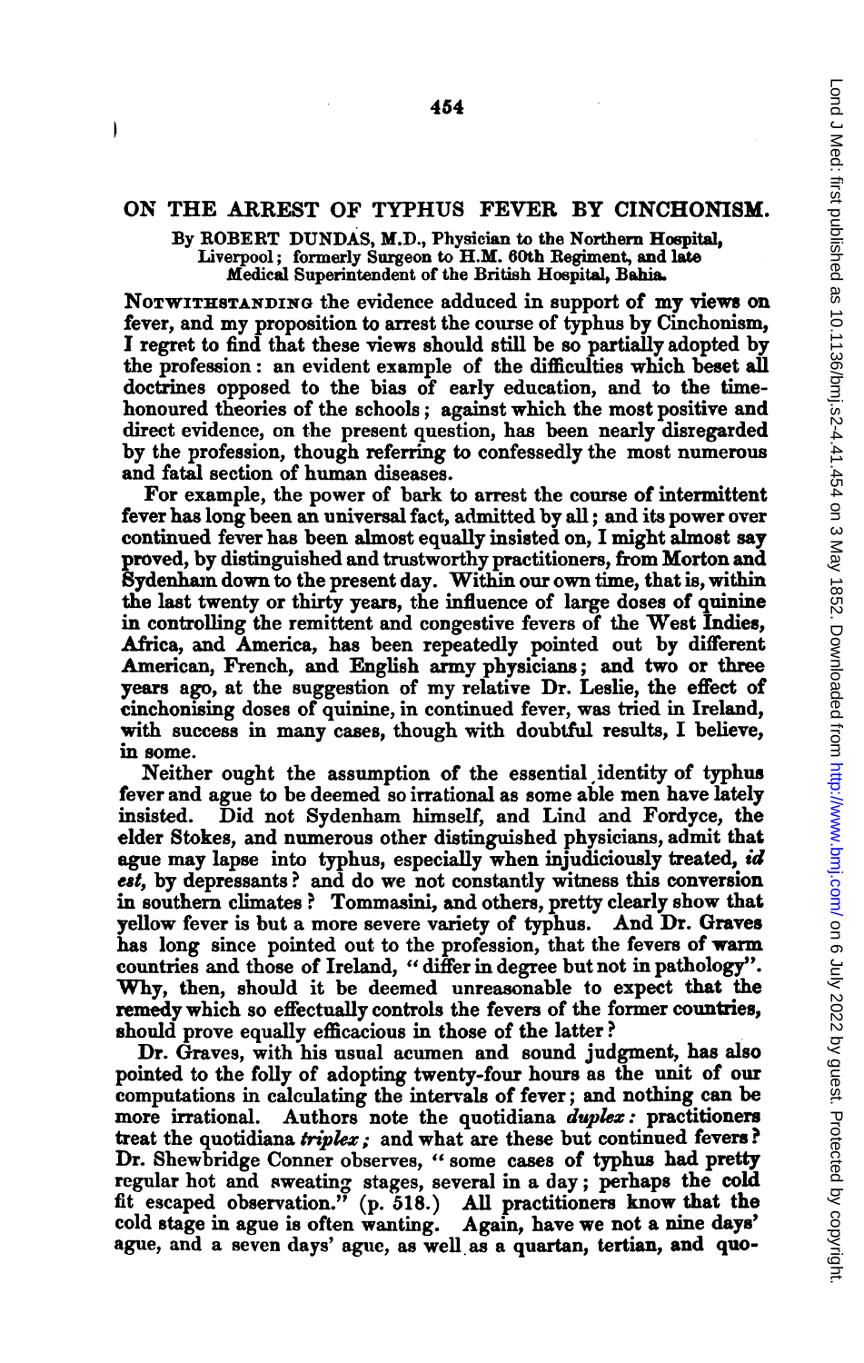# ON THE ARREST OF TYPHUS FEVER BY CINCHONISM.

By ROBERT DUNDAS, M.D., Physician to the Northern Hospital, Liverpool; formerly Surgeon to H.M. 60th Regiment, and late Medical Superintendent of the British Hospital, Bahia.

NOTWITHSTANDING the evidence adduced in support of my views on fever, and my proposition to arrest the course of typhus by Cinchonism, I regret to find that these views should still be so partially adopted by the profession: an evident example of the difficulties which beset all doctrines opposed to the bias of early education, and to the time-honoured theories of the schools; against which the most positive and direct evidence, on the present question, has been nearly disregarded by the profession, though referring to confessedly the most numerous and fatal section of human diseases.

For example, the power of bark to arrest the course of intermittent fever has long been an universal fact, admitted by all; and its power over continued fever has been almost equally insisted on, I might almost say proved, by distinguished and trustworthy practitioners, from Morton and Sydenham down to the present day. Within our own time, that is, within the last twenty or thirty years, the influence of large doses of quinine in controlling the remittent and congestive fevers of the West Indies, Africa, and America, has been repeatedly pointed out by different American, French, and English army physicians; and two or three years ago, at the suggestion of my relative Dr. Leslie, the effect of cinchonising doses of quinine, in continued fever, was tried in Ireland, with success in many cases, though with doubtful results, I believe, in some.

Neither ought the assumption of the essential identity of typhus fever and ague to be deemed so irrational as some able men have lately insisted. Did not Sydenham himself, and Lind and Fordyce, the elder Stokes, and numerous other distinguished physicians, admit that ague may lapse into typhus, especially when injudiciously treated, *id est*, by depressants? and do we not constantly witness this conversion in southern climates? Tommasini, and others, pretty clearly show that yellow fever is but a more severe variety of typhus. And Dr. Graves has long since pointed out to the profession, that the fevers of warm countries and those of Ireland, "differ in degree but not in pathology". Why, then, should it be deemed unreasonable to expect that the remedy which so effectually controls the fevers of the former countries, should prove equally efficacious in those of the latter?

Dr. Graves, with his usual acumen and sound judgment, has also pointed to the folly of adopting twenty-four hours as the unit of our computations in calculating the intervals of fever; and nothing can be more irrational. Authors note the quotidiana *duplex*: practitioners treat the quotidiana *triplex*; and what are these but continued fevers? Dr. Shewbridge Conner observes, "some cases of typhus had pretty regular hot and sweating stages, several in a day; perhaps the cold fit escaped observation." (p. 518.) All practitioners know that the cold stage in ague is often wanting. Again, have we not a nine days' ague, and a seven days' ague, as well as a quartan, tertian, and quo-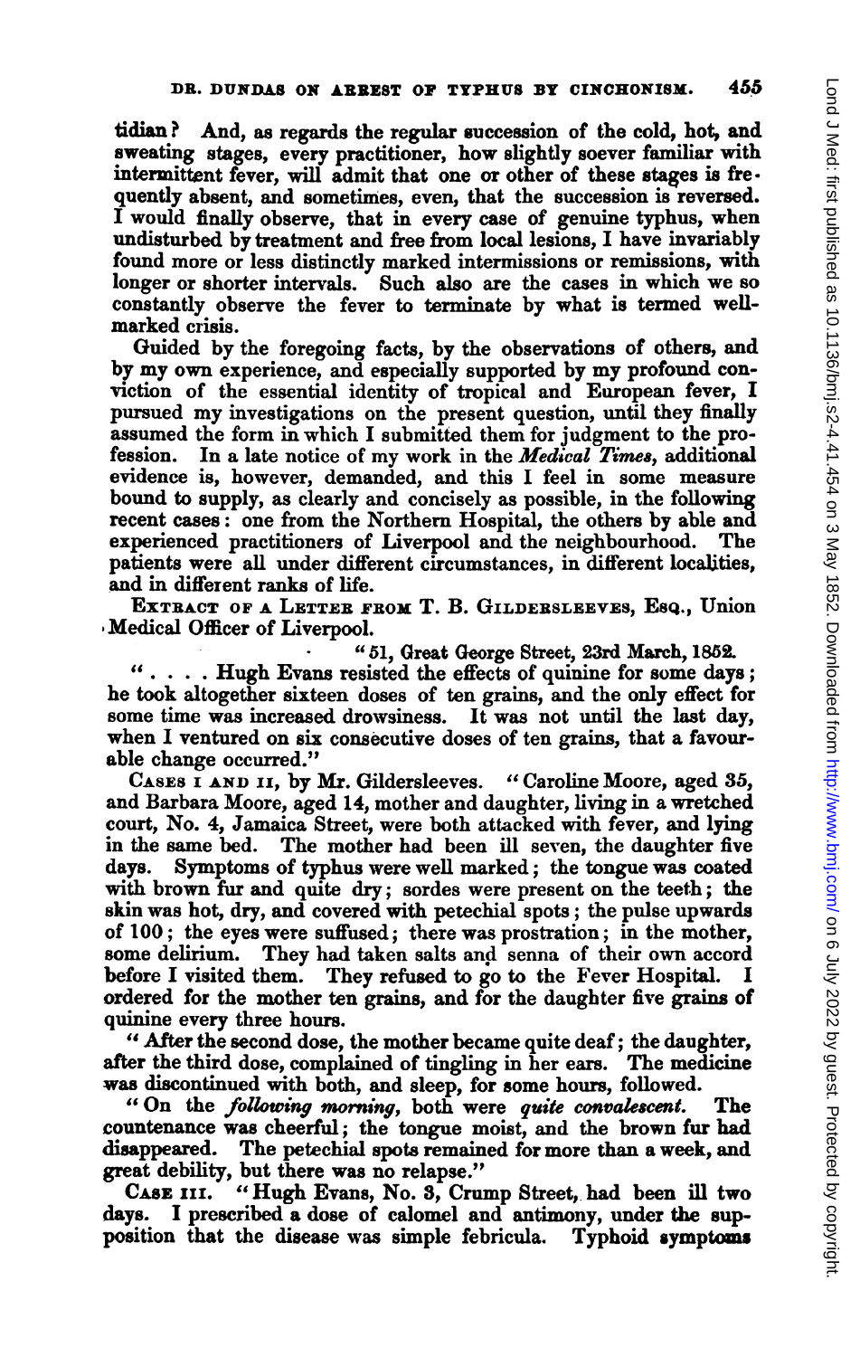tidian? And, as regards the regular succession of the cold, hot, and sweating stages, every practitioner, how slightly soever familiar with intermittent fever, will admit that one or other of these stages is frequently absent, and sometimes, even, that the succession is reversed. I would finally observe, that in every case of genuine typhus, when undisturbed by treatment and free from local lesions, I have invariably found more or less distinctly marked intermissions or remissions, with longer or shorter intervals. Such also are the cases in which we so constantly observe the fever to terminate by what is termed well-marked crisis.

Guided by the foregoing facts, by the observations of others, and by my own experience, and especially supported by my profound conviction of the essential identity of tropical and European fever, I pursued my investigations on the present question, until they finally assumed the form in which I submitted them for judgment to the profession. In a late notice of my work in the *Medical Times*, additional evidence is, however, demanded, and this I feel in some measure bound to supply, as clearly and concisely as possible, in the following recent cases: one from the Northern Hospital, the others by able and experienced practitioners of Liverpool and the neighbourhood. The patients were all under different circumstances, in different localities, and in different ranks of life.

EXTRACT OF A LETTER FROM T. B. GILDERSLEEVES, ESQ., Union Medical Officer of Liverpool.

"51, Great George Street, 23rd March, 1852.

". . . . Hugh Evans resisted the effects of quinine for some days; he took altogether sixteen doses of ten grains, and the only effect for some time was increased drowsiness. It was not until the last day, when I ventured on six consecutive doses of ten grains, that a favourable change occurred."

CASES I AND II, by Mr. Gildersleeves. "Caroline Moore, aged 35, and Barbara Moore, aged 14, mother and daughter, living in a wretched court, No. 4, Jamaica Street, were both attacked with fever, and lying in the same bed. The mother had been ill seven, the daughter five days. Symptoms of typhus were well marked; the tongue was coated with brown fur and quite dry; sordes were present on the teeth; the skin was hot, dry, and covered with petechial spots; the pulse upwards of 100; the eyes were suffused; there was prostration; in the mother, some delirium. They had taken salts and senna of their own accord before I visited them. They refused to go to the Fever Hospital. I ordered for the mother ten grains, and for the daughter five grains of quinine every three hours.

"After the second dose, the mother became quite deaf; the daughter, after the third dose, complained of tingling in her ears. The medicine was discontinued with both, and sleep, for some hours, followed.

"On the *following morning*, both were *quite convalescent*. The countenance was cheerful; the tongue moist, and the brown fur had disappeared. The petechial spots remained for more than a week, and great debility, but there was no relapse."

CASE III. "Hugh Evans, No. 3, Crump Street, had been ill two days. I prescribed a dose of calomel and antimony, under the supposition that the disease was simple febricula. Typhoid symptoms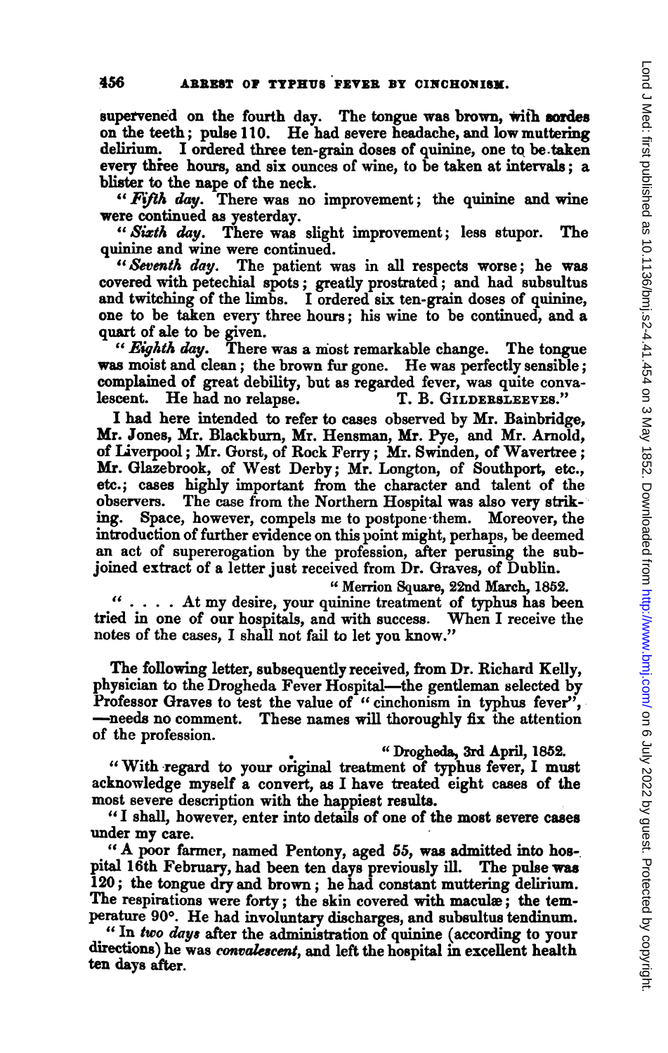supervened on the fourth day. The tongue was brown, with sordes on the teeth; pulse 110. He had severe headache, and low muttering delirium. I ordered three ten-grain doses of quinine, one to be taken every three hours, and six ounces of wine, to be taken at intervals; a blister to the nape of the neck.

"*Fifth day*. There was no improvement; the quinine and wine were continued as yesterday.

"*Sixth day*. There was slight improvement; less stupor. The quinine and wine were continued.

"*Seventh day*. The patient was in all respects worse; he was covered with petechial spots; greatly prostrated; and had subsultus and twitching of the limbs. I ordered six ten-grain doses of quinine, one to be taken every three hours; his wine to be continued, and a quart of ale to be given.

"*Eighth day*. There was a most remarkable change. The tongue was moist and clean; the brown fur gone. He was perfectly sensible; complained of great debility, but as regarded fever, was quite convalescent. He had no relapse. T. B. GILDERSLEEVES."

I had here intended to refer to cases observed by Mr. Bainbridge, Mr. Jones, Mr. Blackburn, Mr. Hensman, Mr. Pye, and Mr. Arnold, of Liverpool; Mr. Gorst, of Rock Ferry; Mr. Swinden, of Wavertree; Mr. Glazebrook, of West Derby; Mr. Longton, of Southport, etc., etc.; cases highly important from the character and talent of the observers. The case from the Northern Hospital was also very striking. Space, however, compels me to postpone them. Moreover, the introduction of further evidence on this point might, perhaps, be deemed an act of supererogation by the profession, after perusing the subjoined extract of a letter just received from Dr. Graves, of Dublin.

"Merrion Square, 22nd March, 1852.

". . . . At my desire, your quinine treatment of typhus has been tried in one of our hospitals, and with success. When I receive the notes of the cases, I shall not fail to let you know."

The following letter, subsequently received, from Dr. Richard Kelly, physician to the Drogheda Fever Hospital—the gentleman selected by Professor Graves to test the value of "cinchonism in typhus fever", —needs no comment. These names will thoroughly fix the attention of the profession.

"Drogheda, 3rd April, 1852.

"With regard to your original treatment of typhus fever, I must acknowledge myself a convert, as I have treated eight cases of the most severe description with the happiest results.

"I shall, however, enter into details of one of the most severe cases under my care.

"A poor farmer, named Pentony, aged 55, was admitted into hospital 16th February, had been ten days previously ill. The pulse was 120; the tongue dry and brown; he had constant muttering delirium. The respirations were forty; the skin covered with maculæ; the temperature 90°. He had involuntary discharges, and subsultus tendinum.

"In *two days* after the administration of quinine (according to your directions) he was *convalescent*, and left the hospital in excellent health ten days after.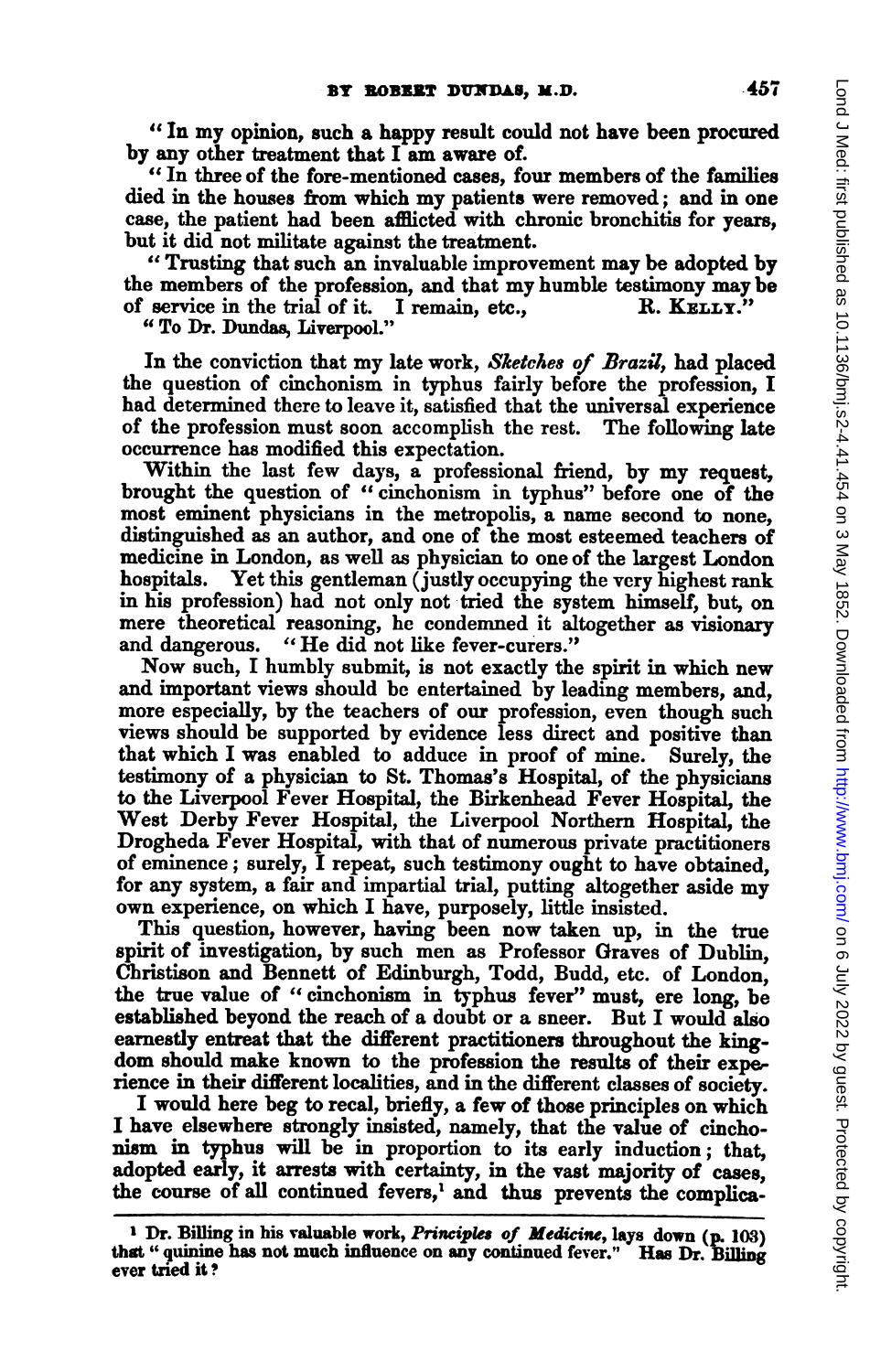"In my opinion, such a happy result could not have been procured by any other treatment that I am aware of.

"In three of the fore-mentioned cases, four members of the families died in the houses from which my patients were removed; and in one case, the patient had been afflicted with chronic bronchitis for years, but it did not militate against the treatment.

"Trusting that such an invaluable improvement may be adopted by the members of the profession, and that my humble testimony may be of service in the trial of it. I remain, etc., R. KELLY."

"To Dr. Dundas, Liverpool."

In the conviction that my late work, *Sketches of Brazil*, had placed the question of cinchonism in typhus fairly before the profession, I had determined there to leave it, satisfied that the universal experience of the profession must soon accomplish the rest. The following late occurrence has modified this expectation.

Within the last few days, a professional friend, by my request, brought the question of "cinchonism in typhus" before one of the most eminent physicians in the metropolis, a name second to none, distinguished as an author, and one of the most esteemed teachers of medicine in London, as well as physician to one of the largest London hospitals. Yet this gentleman (justly occupying the very highest rank in his profession) had not only not tried the system himself, but, on mere theoretical reasoning, he condemned it altogether as visionary and dangerous. "He did not like fever-curers."

Now such, I humbly submit, is not exactly the spirit in which new and important views should be entertained by leading members, and, more especially, by the teachers of our profession, even though such views should be supported by evidence less direct and positive than that which I was enabled to adduce in proof of mine. Surely, the testimony of a physician to St. Thomas's Hospital, of the physicians to the Liverpool Fever Hospital, the Birkenhead Fever Hospital, the West Derby Fever Hospital, the Liverpool Northern Hospital, the Drogheda Fever Hospital, with that of numerous private practitioners of eminence; surely, I repeat, such testimony ought to have obtained, for any system, a fair and impartial trial, putting altogether aside my own experience, on which I have, purposely, little insisted.

This question, however, having been now taken up, in the true spirit of investigation, by such men as Professor Graves of Dublin, Christison and Bennett of Edinburgh, Todd, Budd, etc. of London, the true value of "cinchonism in typhus fever" must, ere long, be established beyond the reach of a doubt or a sneer. But I would also earnestly entreat that the different practitioners throughout the kingdom should make known to the profession the results of their experience in their different localities, and in the different classes of society.

I would here beg to recal, briefly, a few of those principles on which I have elsewhere strongly insisted, namely, that the value of cinchonism in typhus will be in proportion to its early induction; that, adopted early, it arrests with certainty, in the vast majority of cases, the course of all continued fevers,[1] and thus prevents the complica-

[1] Dr. Billing in his valuable work, *Principles of Medicine*, lays down (p. 103) that "quinine has not much influence on any continued fever." Has Dr. Billing ever tried it?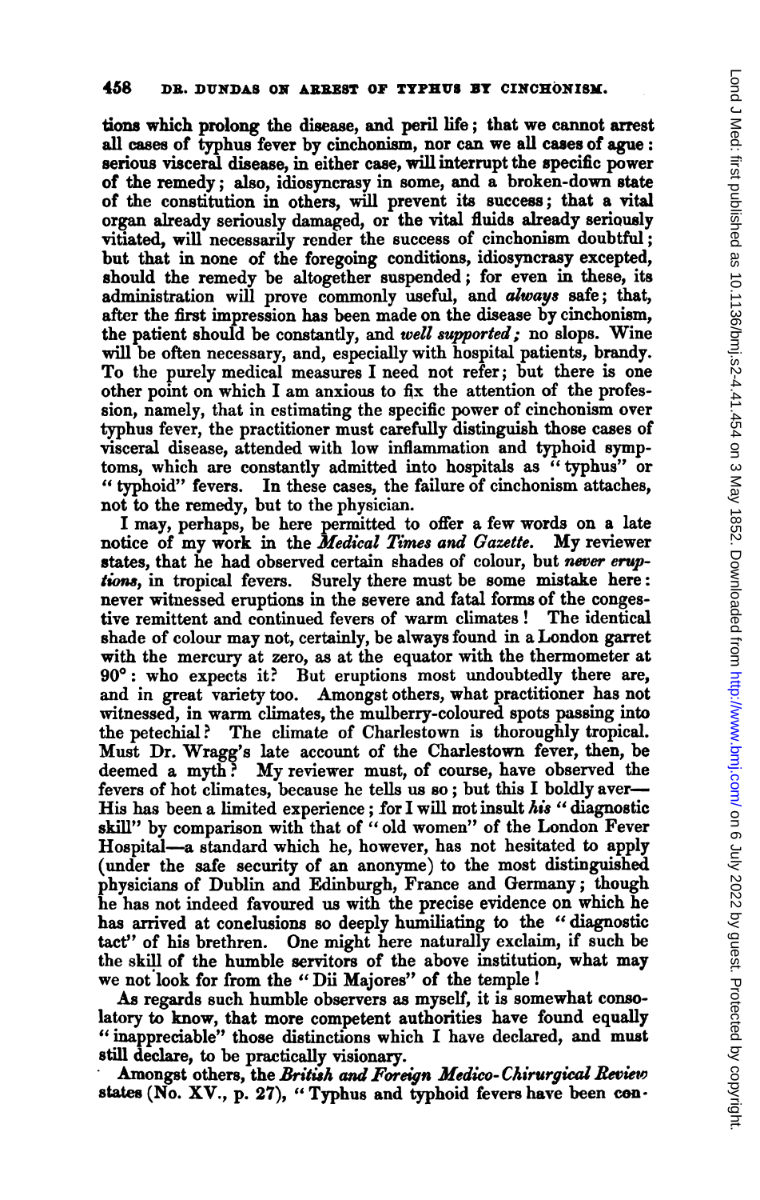tions which prolong the disease, and peril life; that we cannot arrest all cases of typhus fever by cinchonism, nor can we all cases of ague: serious visceral disease, in either case, will interrupt the specific power of the remedy; also, idiosyncrasy in some, and a broken-down state of the constitution in others, will prevent its success; that a vital organ already seriously damaged, or the vital fluids already seriously vitiated, will necessarily render the success of cinchonism doubtful; but that in none of the foregoing conditions, idiosyncrasy excepted, should the remedy be altogether suspended; for even in these, its administration will prove commonly useful, and *always* safe; that, after the first impression has been made on the disease by cinchonism, the patient should be constantly, and *well supported;* no slops. Wine will be often necessary, and, especially with hospital patients, brandy. To the purely medical measures I need not refer; but there is one other point on which I am anxious to fix the attention of the profession, namely, that in estimating the specific power of cinchonism over typhus fever, the practitioner must carefully distinguish those cases of visceral disease, attended with low inflammation and typhoid symptoms, which are constantly admitted into hospitals as "typhus" or "typhoid" fevers. In these cases, the failure of cinchonism attaches, not to the remedy, but to the physician.

I may, perhaps, be here permitted to offer a few words on a late notice of my work in the *Medical Times and Gazette*. My reviewer states, that he had observed certain shades of colour, but *never eruptions*, in tropical fevers. Surely there must be some mistake here: never witnessed eruptions in the severe and fatal forms of the congestive remittent and continued fevers of warm climates! The identical shade of colour may not, certainly, be always found in a London garret with the mercury at zero, as at the equator with the thermometer at 90°: who expects it? But eruptions most undoubtedly there are, and in great variety too. Amongst others, what practitioner has not witnessed, in warm climates, the mulberry-coloured spots passing into the petechial? The climate of Charlestown is thoroughly tropical. Must Dr. Wragg's late account of the Charlestown fever, then, be deemed a myth? My reviewer must, of course, have observed the fevers of hot climates, because he tells us so; but this I boldly aver—His has been a limited experience; for I will not insult *his* "diagnostic skill" by comparison with that of "old women" of the London Fever Hospital—a standard which he, however, has not hesitated to apply (under the safe security of an anonyme) to the most distinguished physicians of Dublin and Edinburgh, France and Germany; though he has not indeed favoured us with the precise evidence on which he has arrived at conclusions so deeply humiliating to the "diagnostic tact" of his brethren. One might here naturally exclaim, if such be the skill of the humble servitors of the above institution, what may we not look for from the "Dii Majores" of the temple!

As regards such humble observers as myself, it is somewhat consolatory to know, that more competent authorities have found equally "inappreciable" those distinctions which I have declared, and must still declare, to be practically visionary.

Amongst others, the *British and Foreign Medico-Chirurgical Review* states (No. XV., p. 27), "Typhus and typhoid fevers have been con-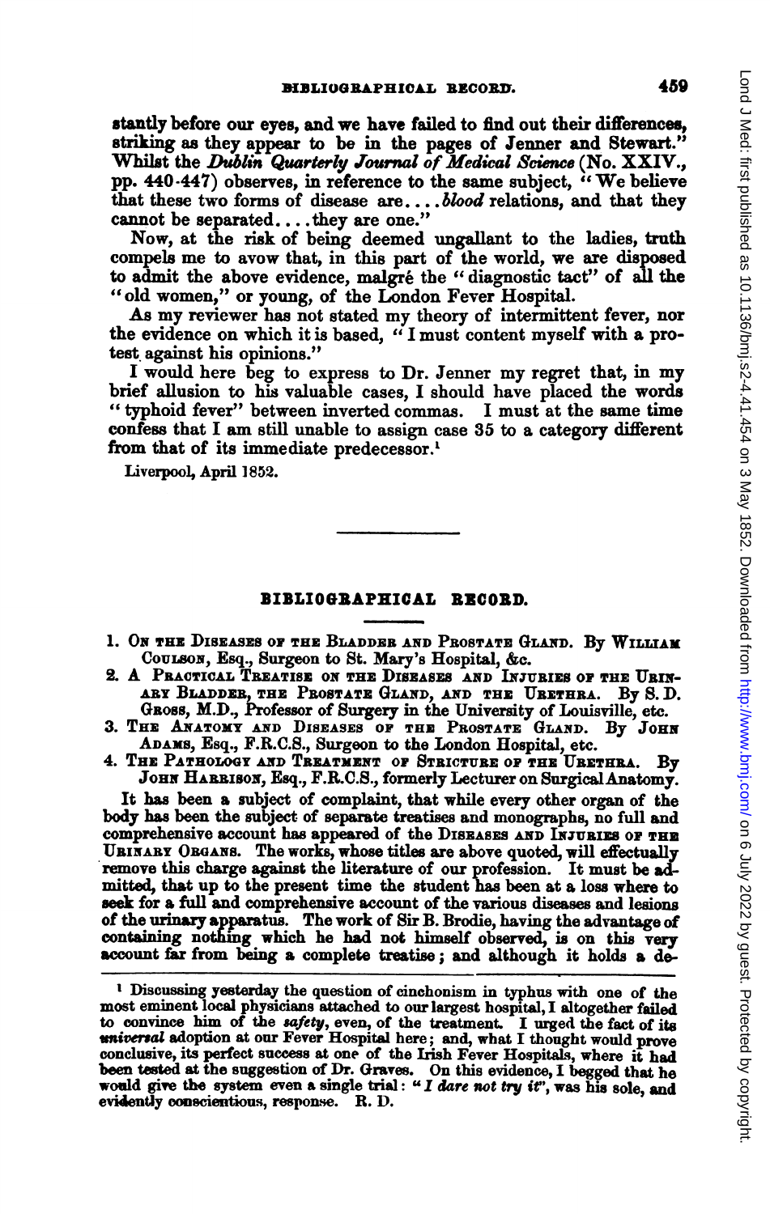stantly before our eyes, and we have failed to find out their differences, striking as they appear to be in the pages of Jenner and Stewart." Whilst the *Dublin Quarterly Journal of Medical Science* (No. XXIV., pp. 440-447) observes, in reference to the same subject, "We believe that these two forms of disease are.... *blood* relations, and that they cannot be separated.... they are one."

Now, at the risk of being deemed ungallant to the ladies, truth compels me to avow that, in this part of the world, we are disposed to admit the above evidence, malgré the "diagnostic tact" of all the "old women," or young, of the London Fever Hospital.

As my reviewer has not stated my theory of intermittent fever, nor the evidence on which it is based, "I must content myself with a protest against his opinions."

I would here beg to express to Dr. Jenner my regret that, in my brief allusion to his valuable cases, I should have placed the words "typhoid fever" between inverted commas. I must at the same time confess that I am still unable to assign case 35 to a category different from that of its immediate predecessor.[1]

Liverpool, April 1852.

---

## BIBLIOGRAPHICAL RECORD.

1. ON THE DISEASES OF THE BLADDER AND PROSTATE GLAND. By WILLIAM COULSON, Esq., Surgeon to St. Mary's Hospital, &c.
2. A PRACTICAL TREATISE ON THE DISEASES AND INJURIES OF THE URINARY BLADDER, THE PROSTATE GLAND, AND THE URETHRA. By S. D. GROSS, M.D., Professor of Surgery in the University of Louisville, etc.
3. THE ANATOMY AND DISEASES OF THE PROSTATE GLAND. By JOHN ADAMS, Esq., F.R.C.S., Surgeon to the London Hospital, etc.
4. THE PATHOLOGY AND TREATMENT OF STRICTURE OF THE URETHRA. By JOHN HARRISON, Esq., F.R.C.S., formerly Lecturer on Surgical Anatomy.

It has been a subject of complaint, that while every other organ of the body has been the subject of separate treatises and monographs, no full and comprehensive account has appeared of the DISEASES AND INJURIES OF THE URINARY ORGANS. The works, whose titles are above quoted, will effectually remove this charge against the literature of our profession. It must be admitted, that up to the present time the student has been at a loss where to seek for a full and comprehensive account of the various diseases and lesions of the urinary apparatus. The work of Sir B. Brodie, having the advantage of containing nothing which he had not himself observed, is on this very account far from being a complete treatise; and although it holds a de-

---

[1] Discussing yesterday the question of cinchonism in typhus with one of the most eminent local physicians attached to our largest hospital, I altogether failed to convince him of the *safety*, even, of the treatment. I urged the fact of its *universal* adoption at our Fever Hospital here; and, what I thought would prove conclusive, its perfect success at one of the Irish Fever Hospitals, where it had been tested at the suggestion of Dr. Graves. On this evidence, I begged that he would give the system even a single trial: "*I dare not try it*", was his sole, and evidently conscientious, response. R. D.